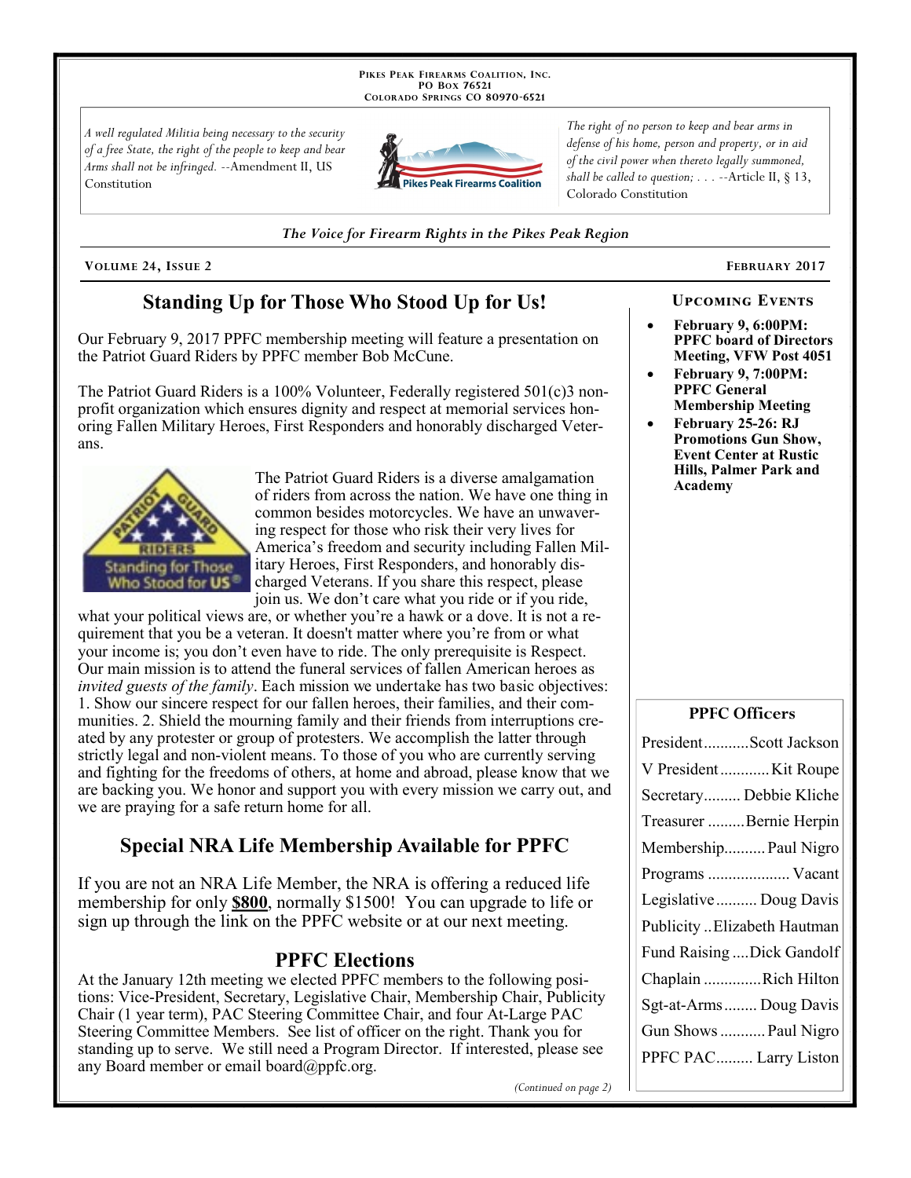PIKES PEAK FIREARMS COALITION, INC.
PO BOX 76521
COLORADO SPRINGS CO 80970-6521

*A well regulated Militia being necessary to the security of a free State, the right of the people to keep and bear Arms shall not be infringed.* --Amendment II, US Constitution

*The right of no person to keep and bear arms in defense of his home, person and property, or in aid of the civil power when thereto legally summoned, shall be called to question; . . .* --Article II, § 13, Colorado Constitution

*The Voice for Firearm Rights in the Pikes Peak Region*

**VOLUME 24, ISSUE 2** — **FEBRUARY 2017**

## Standing Up for Those Who Stood Up for Us!

Our February 9, 2017 PPFC membership meeting will feature a presentation on the Patriot Guard Riders by PPFC member Bob McCune.

The Patriot Guard Riders is a 100% Volunteer, Federally registered 501(c)3 non-profit organization which ensures dignity and respect at memorial services honoring Fallen Military Heroes, First Responders and honorably discharged Veterans.

The Patriot Guard Riders is a diverse amalgamation of riders from across the nation. We have one thing in common besides motorcycles. We have an unwavering respect for those who risk their very lives for America's freedom and security including Fallen Military Heroes, First Responders, and honorably discharged Veterans. If you share this respect, please join us. We don't care what you ride or if you ride, what your political views are, or whether you're a hawk or a dove. It is not a requirement that you be a veteran. It doesn't matter where you're from or what your income is; you don't even have to ride. The only prerequisite is Respect. Our main mission is to attend the funeral services of fallen American heroes as *invited guests of the family*. Each mission we undertake has two basic objectives: 1. Show our sincere respect for our fallen heroes, their families, and their communities. 2. Shield the mourning family and their friends from interruptions created by any protester or group of protesters. We accomplish the latter through strictly legal and non-violent means. To those of you who are currently serving and fighting for the freedoms of others, at home and abroad, please know that we are backing you. We honor and support you with every mission we carry out, and we are praying for a safe return home for all.

## Special NRA Life Membership Available for PPFC

If you are not an NRA Life Member, the NRA is offering a reduced life membership for only **$800**, normally $1500! You can upgrade to life or sign up through the link on the PPFC website or at our next meeting.

## PPFC Elections

At the January 12th meeting we elected PPFC members to the following positions: Vice-President, Secretary, Legislative Chair, Membership Chair, Publicity Chair (1 year term), PAC Steering Committee Chair, and four At-Large PAC Steering Committee Members. See list of officer on the right. Thank you for standing up to serve. We still need a Program Director. If interested, please see any Board member or email board@ppfc.org.

*(Continued on page 2)*

### UPCOMING EVENTS

- **February 9, 6:00PM: PPFC board of Directors Meeting, VFW Post 4051**
- **February 9, 7:00PM: PPFC General Membership Meeting**
- **February 25-26: RJ Promotions Gun Show, Event Center at Rustic Hills, Palmer Park and Academy**

### PPFC Officers

| Position | Name |
|---|---|
| President | Scott Jackson |
| V President | Kit Roupe |
| Secretary | Debbie Kliche |
| Treasurer | Bernie Herpin |
| Membership | Paul Nigro |
| Programs | Vacant |
| Legislative | Doug Davis |
| Publicity | Elizabeth Hautman |
| Fund Raising | Dick Gandolf |
| Chaplain | Rich Hilton |
| Sgt-at-Arms | Doug Davis |
| Gun Shows | Paul Nigro |
| PPFC PAC | Larry Liston |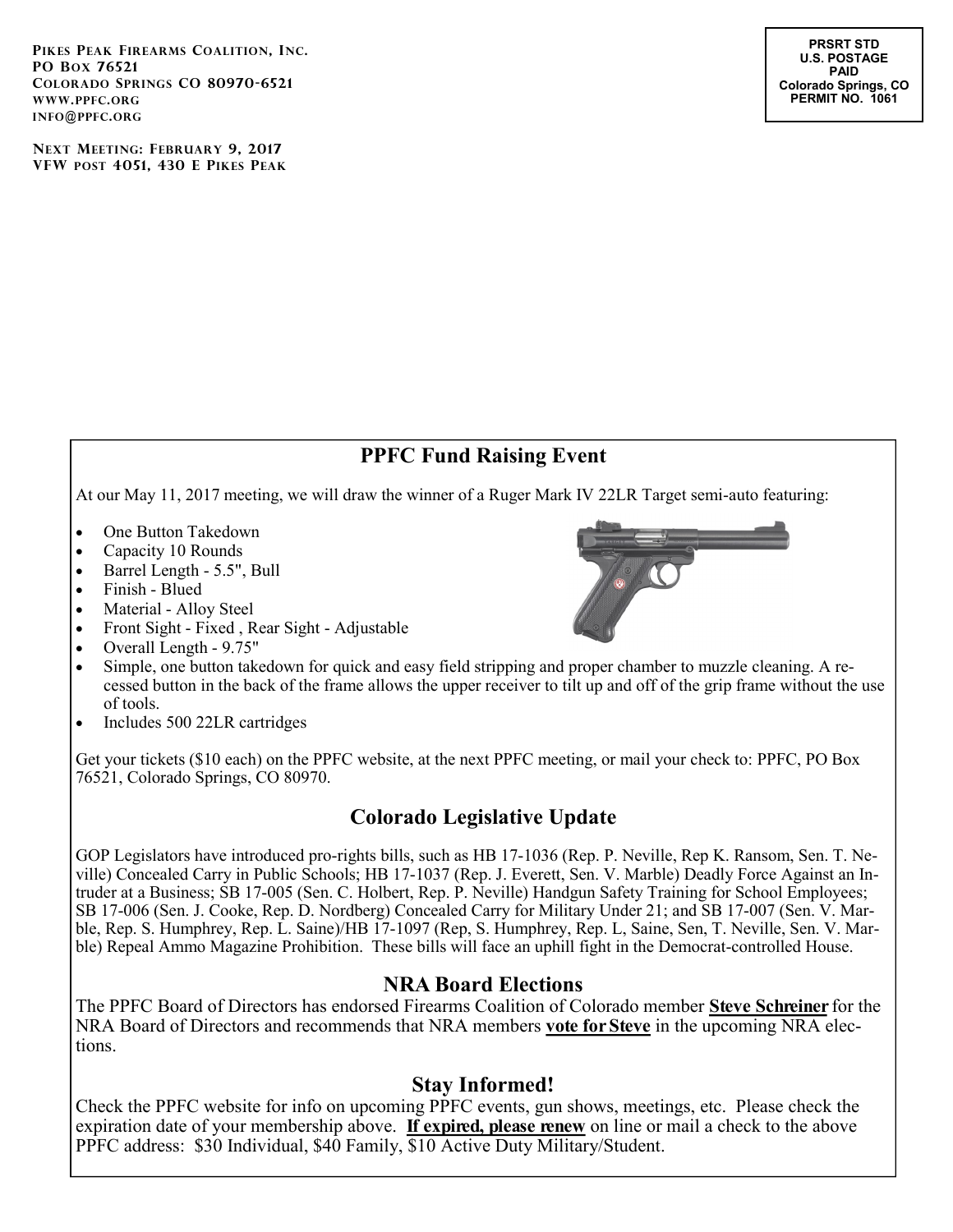PIKES PEAK FIREARMS COALITION, INC.
PO BOX 76521
COLORADO SPRINGS CO 80970-6521
WWW.PPFC.ORG
INFO@PPFC.ORG

PRSRT STD
U.S. POSTAGE
PAID
Colorado Springs, CO
PERMIT NO. 1061

NEXT MEETING: FEBRUARY 9, 2017
VFW POST 4051, 430 E PIKES PEAK

## PPFC Fund Raising Event

At our May 11, 2017 meeting, we will draw the winner of a Ruger Mark IV 22LR Target semi-auto featuring:

- One Button Takedown
- Capacity 10 Rounds
- Barrel Length - 5.5", Bull
- Finish - Blued
- Material - Alloy Steel
- Front Sight - Fixed , Rear Sight - Adjustable
- Overall Length - 9.75"
- Simple, one button takedown for quick and easy field stripping and proper chamber to muzzle cleaning. A recessed button in the back of the frame allows the upper receiver to tilt up and off of the grip frame without the use of tools.
- Includes 500 22LR cartridges

Get your tickets ($10 each) on the PPFC website, at the next PPFC meeting, or mail your check to: PPFC, PO Box 76521, Colorado Springs, CO 80970.

## Colorado Legislative Update

GOP Legislators have introduced pro-rights bills, such as HB 17-1036 (Rep. P. Neville, Rep K. Ransom, Sen. T. Neville) Concealed Carry in Public Schools; HB 17-1037 (Rep. J. Everett, Sen. V. Marble) Deadly Force Against an Intruder at a Business; SB 17-005 (Sen. C. Holbert, Rep. P. Neville) Handgun Safety Training for School Employees; SB 17-006 (Sen. J. Cooke, Rep. D. Nordberg) Concealed Carry for Military Under 21; and SB 17-007 (Sen. V. Marble, Rep. S. Humphrey, Rep. L. Saine)/HB 17-1097 (Rep, S. Humphrey, Rep. L, Saine, Sen, T. Neville, Sen. V. Marble) Repeal Ammo Magazine Prohibition. These bills will face an uphill fight in the Democrat-controlled House.

## NRA Board Elections

The PPFC Board of Directors has endorsed Firearms Coalition of Colorado member **Steve Schreiner** for the NRA Board of Directors and recommends that NRA members **vote for Steve** in the upcoming NRA elections.

## Stay Informed!

Check the PPFC website for info on upcoming PPFC events, gun shows, meetings, etc. Please check the expiration date of your membership above. **If expired, please renew** on line or mail a check to the above PPFC address: $30 Individual, $40 Family, $10 Active Duty Military/Student.